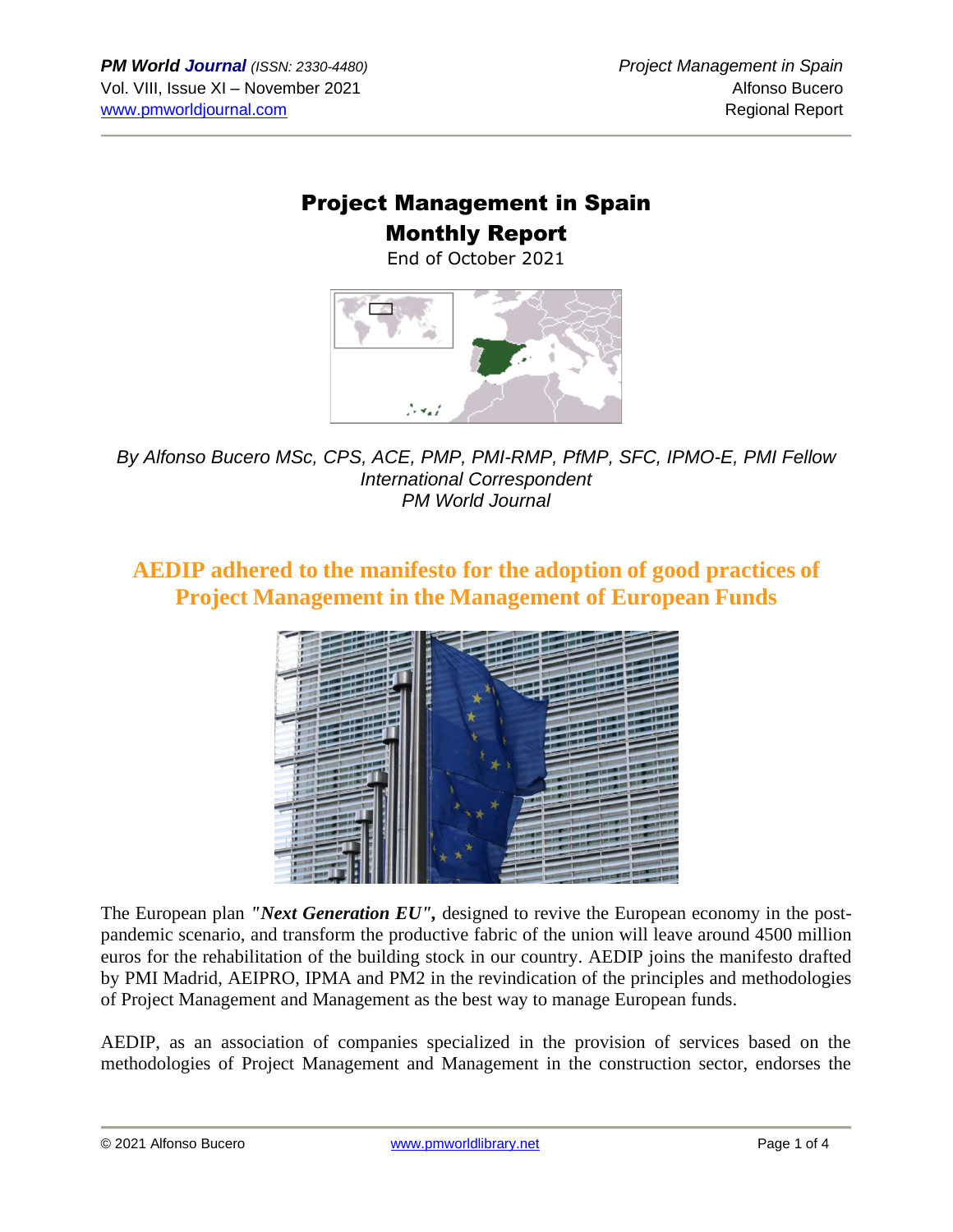# Project Management in Spain

## Monthly Report

End of October 2021

*By Alfonso Bucero MSc, CPS, ACE, PMP, PMI-RMP, PfMP, SFC, IPMO-E, PMI Fellow*
*International Correspondent*
*PM World Journal*

## AEDIP adhered to the manifesto for the adoption of good practices of Project Management in the Management of European Funds

The European plan ***"Next Generation EU",*** designed to revive the European economy in the post-pandemic scenario, and transform the productive fabric of the union will leave around 4500 million euros for the rehabilitation of the building stock in our country. AEDIP joins the manifesto drafted by PMI Madrid, AEIPRO, IPMA and PM2 in the revindication of the principles and methodologies of Project Management and Management as the best way to manage European funds.

AEDIP, as an association of companies specialized in the provision of services based on the methodologies of Project Management and Management in the construction sector, endorses the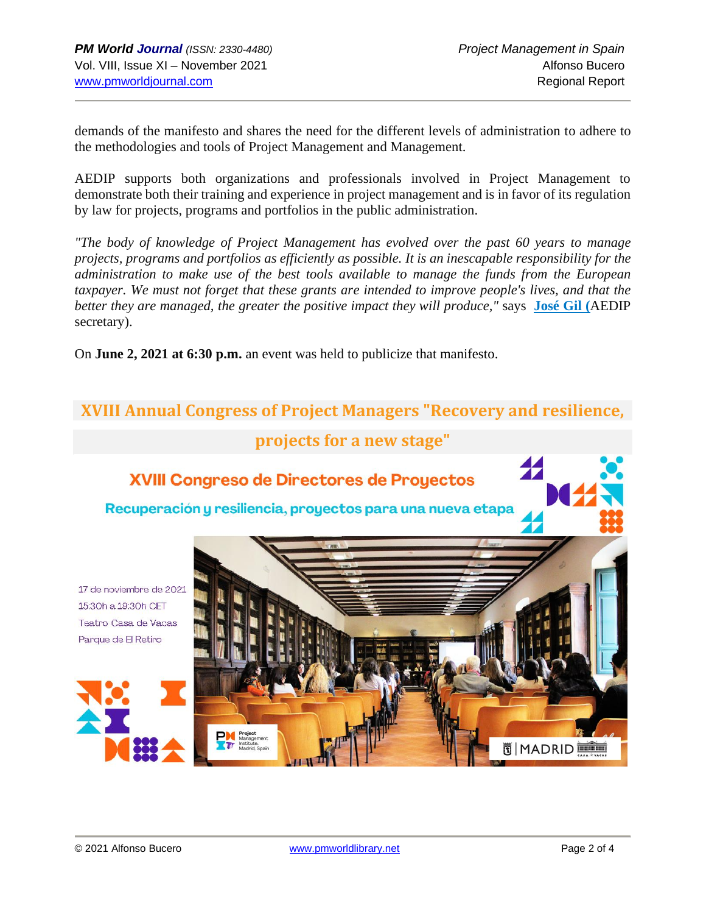demands of the manifesto and shares the need for the different levels of administration to adhere to the methodologies and tools of Project Management and Management.

AEDIP supports both organizations and professionals involved in Project Management to demonstrate both their training and experience in project management and is in favor of its regulation by law for projects, programs and portfolios in the public administration.

*"The body of knowledge of Project Management has evolved over the past 60 years to manage projects, programs and portfolios as efficiently as possible. It is an inescapable responsibility for the administration to make use of the best tools available to manage the funds from the European taxpayer. We must not forget that these grants are intended to improve people's lives, and that the better they are managed, the greater the positive impact they will produce,"* says **José Gil** (AEDIP secretary).

On **June 2, 2021 at 6:30 p.m.** an event was held to publicize that manifesto.

## XVIII Annual Congress of Project Managers "Recovery and resilience, projects for a new stage"

XVIII Congreso de Directores de Proyectos

Recuperación y resiliencia, proyectos para una nueva etapa

17 de noviembre de 2021
15:30h a 19:30h CET
Teatro Casa de Vacas
Parque de El Retiro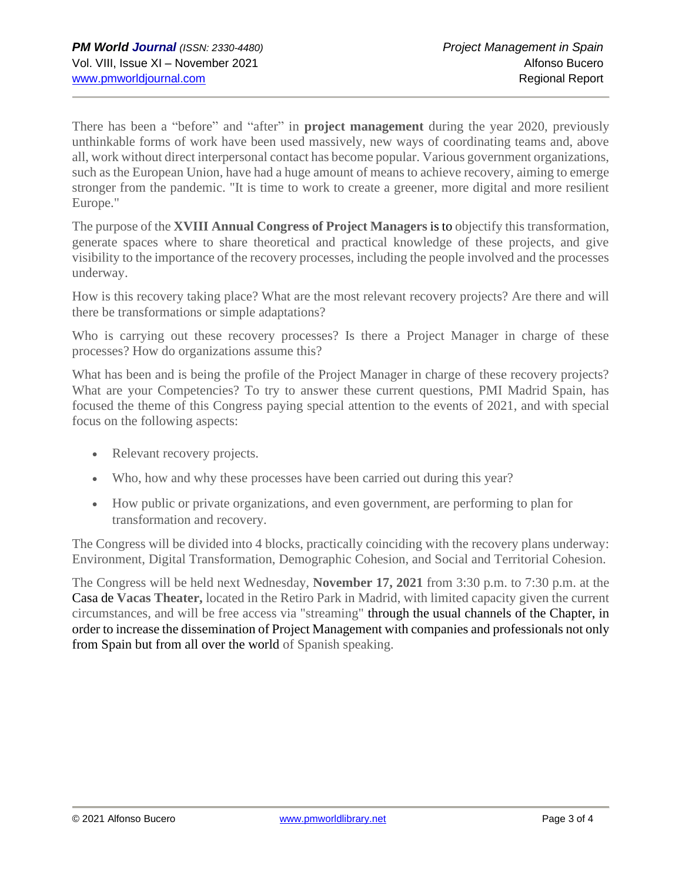There has been a "before" and "after" in **project management** during the year 2020, previously unthinkable forms of work have been used massively, new ways of coordinating teams and, above all, work without direct interpersonal contact has become popular. Various government organizations, such as the European Union, have had a huge amount of means to achieve recovery, aiming to emerge stronger from the pandemic. "It is time to work to create a greener, more digital and more resilient Europe."

The purpose of the **XVIII Annual Congress of Project Managers** is to objectify this transformation, generate spaces where to share theoretical and practical knowledge of these projects, and give visibility to the importance of the recovery processes, including the people involved and the processes underway.

How is this recovery taking place? What are the most relevant recovery projects? Are there and will there be transformations or simple adaptations?

Who is carrying out these recovery processes? Is there a Project Manager in charge of these processes? How do organizations assume this?

What has been and is being the profile of the Project Manager in charge of these recovery projects? What are your Competencies? To try to answer these current questions, PMI Madrid Spain, has focused the theme of this Congress paying special attention to the events of 2021, and with special focus on the following aspects:

- Relevant recovery projects.
- Who, how and why these processes have been carried out during this year?
- How public or private organizations, and even government, are performing to plan for transformation and recovery.

The Congress will be divided into 4 blocks, practically coinciding with the recovery plans underway: Environment, Digital Transformation, Demographic Cohesion, and Social and Territorial Cohesion.

The Congress will be held next Wednesday, **November 17, 2021** from 3:30 p.m. to 7:30 p.m. at the Casa de **Vacas Theater,** located in the Retiro Park in Madrid, with limited capacity given the current circumstances, and will be free access via "streaming" through the usual channels of the Chapter, in order to increase the dissemination of Project Management with companies and professionals not only from Spain but from all over the world of Spanish speaking.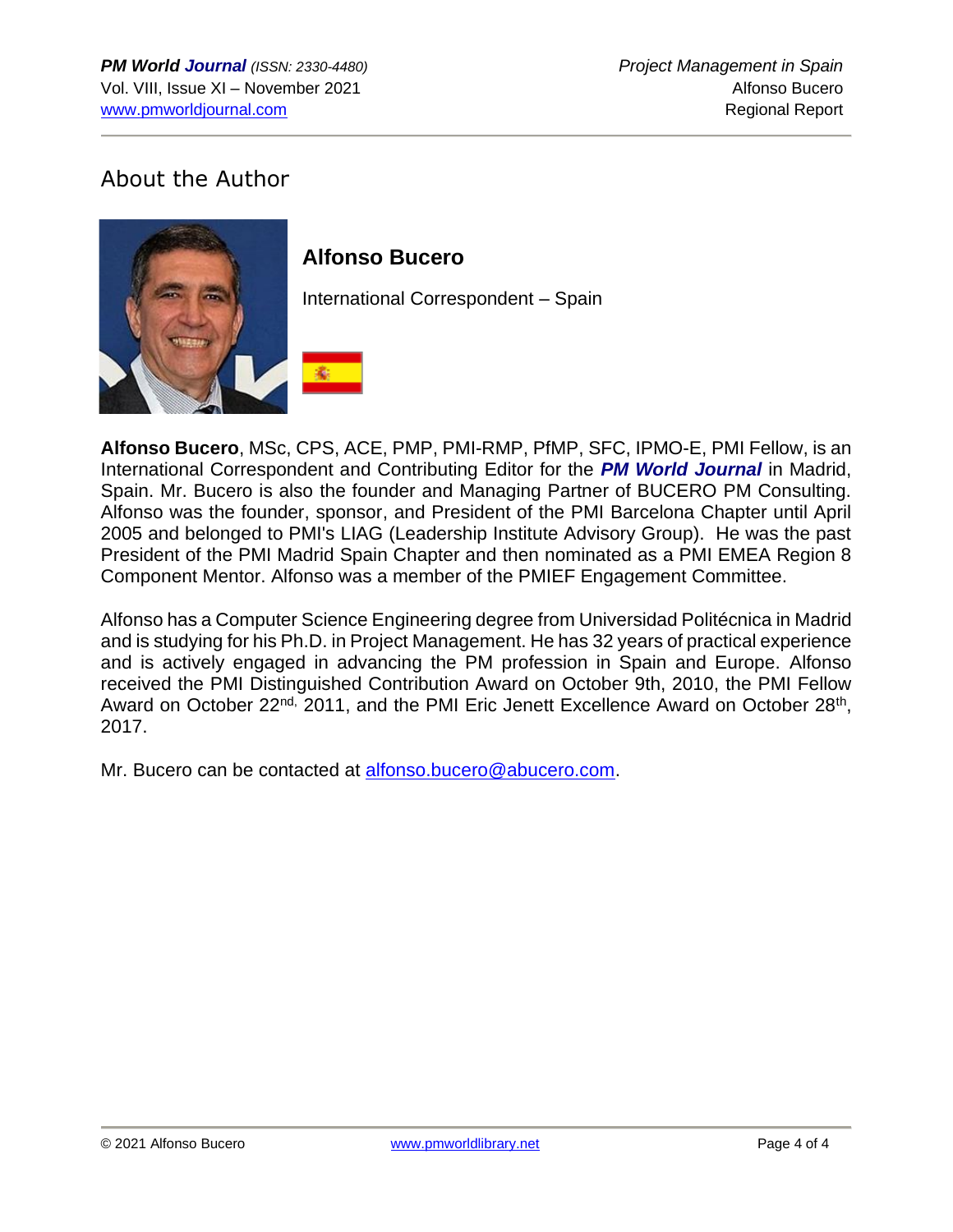## About the Author

### Alfonso Bucero

International Correspondent – Spain

**Alfonso Bucero**, MSc, CPS, ACE, PMP, PMI-RMP, PfMP, SFC, IPMO-E, PMI Fellow, is an International Correspondent and Contributing Editor for the ***PM World Journal*** in Madrid, Spain. Mr. Bucero is also the founder and Managing Partner of BUCERO PM Consulting. Alfonso was the founder, sponsor, and President of the PMI Barcelona Chapter until April 2005 and belonged to PMI's LIAG (Leadership Institute Advisory Group). He was the past President of the PMI Madrid Spain Chapter and then nominated as a PMI EMEA Region 8 Component Mentor. Alfonso was a member of the PMIEF Engagement Committee.

Alfonso has a Computer Science Engineering degree from Universidad Politécnica in Madrid and is studying for his Ph.D. in Project Management. He has 32 years of practical experience and is actively engaged in advancing the PM profession in Spain and Europe. Alfonso received the PMI Distinguished Contribution Award on October 9th, 2010, the PMI Fellow Award on October 22nd, 2011, and the PMI Eric Jenett Excellence Award on October 28th, 2017.

Mr. Bucero can be contacted at alfonso.bucero@abucero.com.